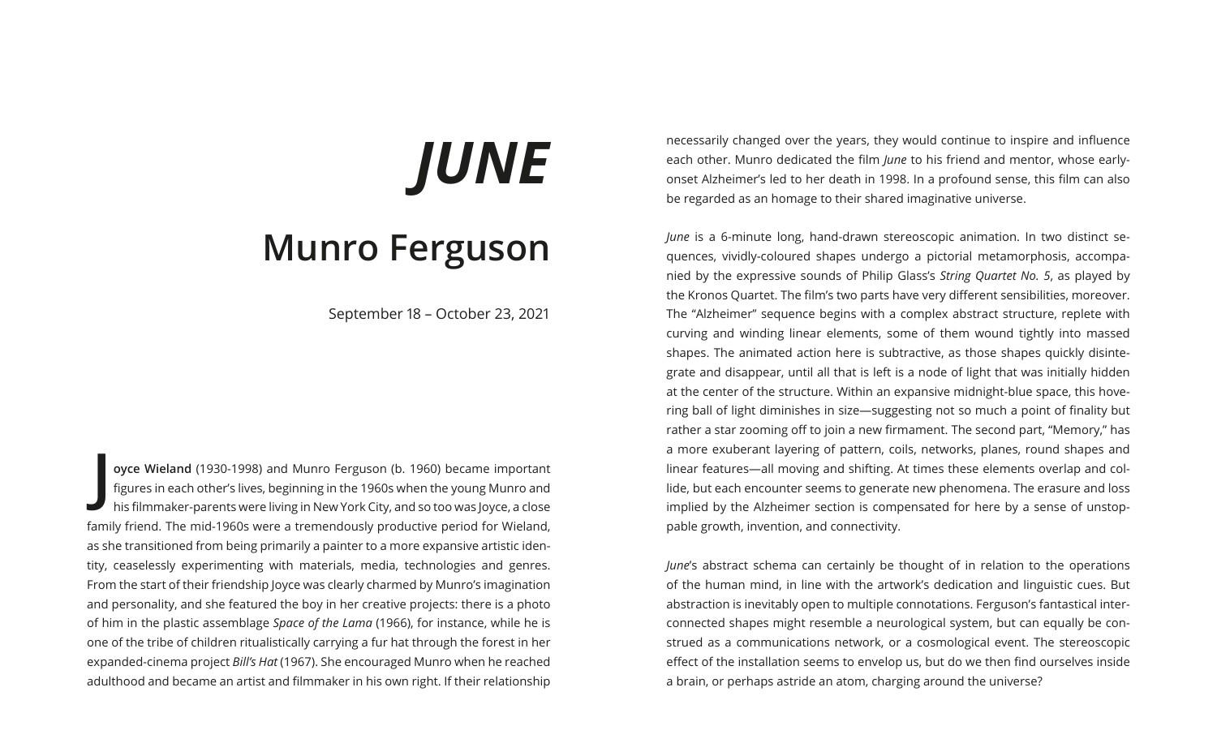# *JUNE*

## Munro Ferguson

September 18 – October 23, 2021

**Joyce Wieland** (1930-1998) and Munro Ferguson (b. 1960) became important figures in each other's lives, beginning in the 1960s when the young Munro and his filmmaker-parents were living in New York City, and so too was Joyce, a close family friend. The mid-1960s were a tremendously productive period for Wieland, as she transitioned from being primarily a painter to a more expansive artistic identity, ceaselessly experimenting with materials, media, technologies and genres. From the start of their friendship Joyce was clearly charmed by Munro's imagination and personality, and she featured the boy in her creative projects: there is a photo of him in the plastic assemblage *Space of the Lama* (1966), for instance, while he is one of the tribe of children ritualistically carrying a fur hat through the forest in her expanded-cinema project *Bill's Hat* (1967). She encouraged Munro when he reached adulthood and became an artist and filmmaker in his own right. If their relationship necessarily changed over the years, they would continue to inspire and influence each other. Munro dedicated the film *June* to his friend and mentor, whose early-onset Alzheimer's led to her death in 1998. In a profound sense, this film can also be regarded as an homage to their shared imaginative universe.

*June* is a 6-minute long, hand-drawn stereoscopic animation. In two distinct sequences, vividly-coloured shapes undergo a pictorial metamorphosis, accompanied by the expressive sounds of Philip Glass's *String Quartet No. 5*, as played by the Kronos Quartet. The film's two parts have very different sensibilities, moreover. The "Alzheimer" sequence begins with a complex abstract structure, replete with curving and winding linear elements, some of them wound tightly into massed shapes. The animated action here is subtractive, as those shapes quickly disintegrate and disappear, until all that is left is a node of light that was initially hidden at the center of the structure. Within an expansive midnight-blue space, this hovering ball of light diminishes in size—suggesting not so much a point of finality but rather a star zooming off to join a new firmament. The second part, "Memory," has a more exuberant layering of pattern, coils, networks, planes, round shapes and linear features—all moving and shifting. At times these elements overlap and collide, but each encounter seems to generate new phenomena. The erasure and loss implied by the Alzheimer section is compensated for here by a sense of unstoppable growth, invention, and connectivity.

*June*'s abstract schema can certainly be thought of in relation to the operations of the human mind, in line with the artwork's dedication and linguistic cues. But abstraction is inevitably open to multiple connotations. Ferguson's fantastical interconnected shapes might resemble a neurological system, but can equally be construed as a communications network, or a cosmological event. The stereoscopic effect of the installation seems to envelop us, but do we then find ourselves inside a brain, or perhaps astride an atom, charging around the universe?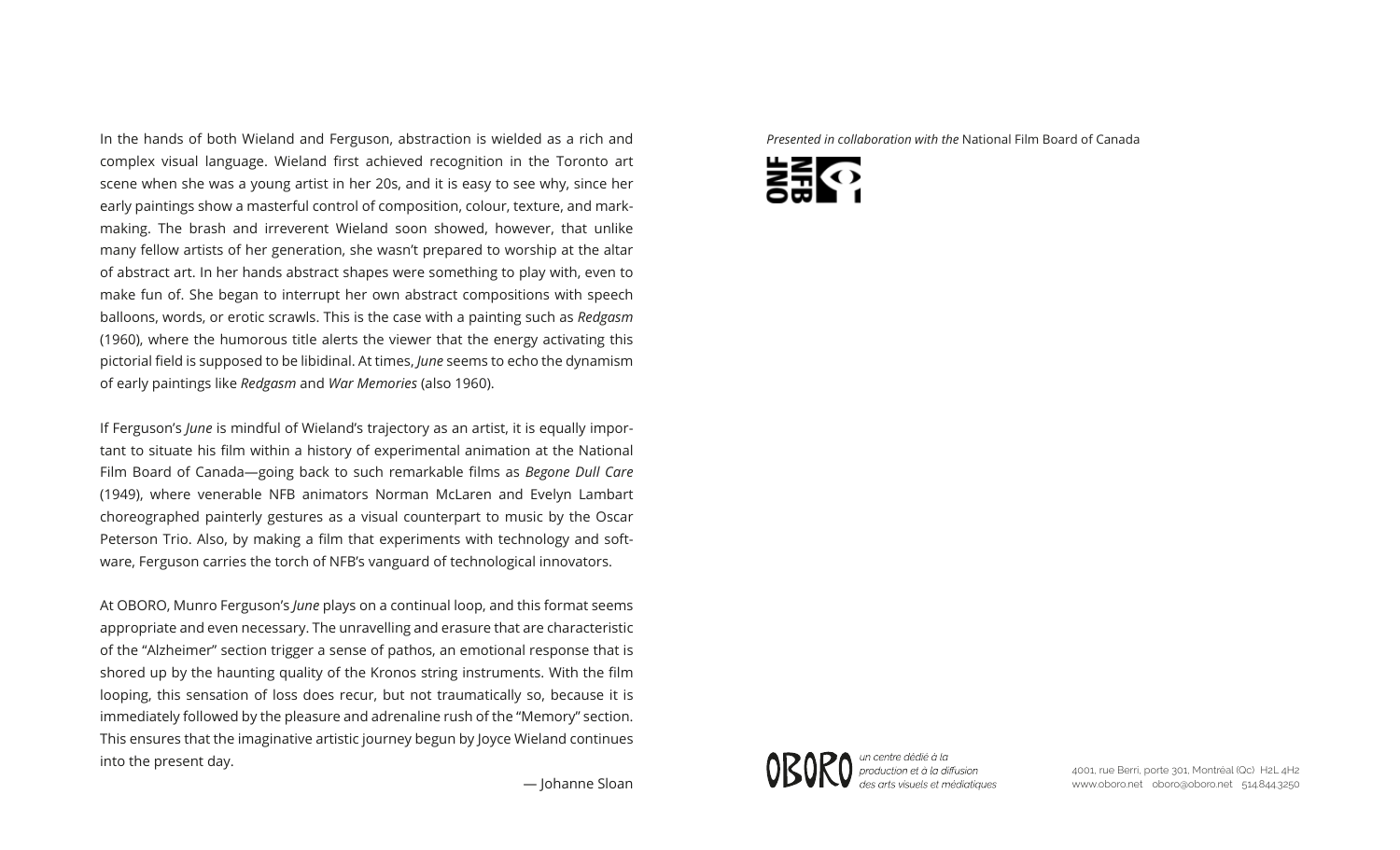In the hands of both Wieland and Ferguson, abstraction is wielded as a rich and complex visual language. Wieland first achieved recognition in the Toronto art scene when she was a young artist in her 20s, and it is easy to see why, since her early paintings show a masterful control of composition, colour, texture, and mark-making. The brash and irreverent Wieland soon showed, however, that unlike many fellow artists of her generation, she wasn't prepared to worship at the altar of abstract art. In her hands abstract shapes were something to play with, even to make fun of. She began to interrupt her own abstract compositions with speech balloons, words, or erotic scrawls. This is the case with a painting such as *Redgasm* (1960), where the humorous title alerts the viewer that the energy activating this pictorial field is supposed to be libidinal. At times, *June* seems to echo the dynamism of early paintings like *Redgasm* and *War Memories* (also 1960).

If Ferguson's *June* is mindful of Wieland's trajectory as an artist, it is equally important to situate his film within a history of experimental animation at the National Film Board of Canada—going back to such remarkable films as *Begone Dull Care* (1949), where venerable NFB animators Norman McLaren and Evelyn Lambart choreographed painterly gestures as a visual counterpart to music by the Oscar Peterson Trio. Also, by making a film that experiments with technology and software, Ferguson carries the torch of NFB's vanguard of technological innovators.

At OBORO, Munro Ferguson's *June* plays on a continual loop, and this format seems appropriate and even necessary. The unravelling and erasure that are characteristic of the "Alzheimer" section trigger a sense of pathos, an emotional response that is shored up by the haunting quality of the Kronos string instruments. With the film looping, this sensation of loss does recur, but not traumatically so, because it is immediately followed by the pleasure and adrenaline rush of the "Memory" section. This ensures that the imaginative artistic journey begun by Joyce Wieland continues into the present day.

— Johanne Sloan

*Presented in collaboration with the* National Film Board of Canada

ONF NFB

OBORO *un centre dédié à la production et à la diffusion des arts visuels et médiatiques*

4001, rue Berri, porte 301, Montréal (Qc) H2L 4H2
www.oboro.net oboro@oboro.net 514.844.3250